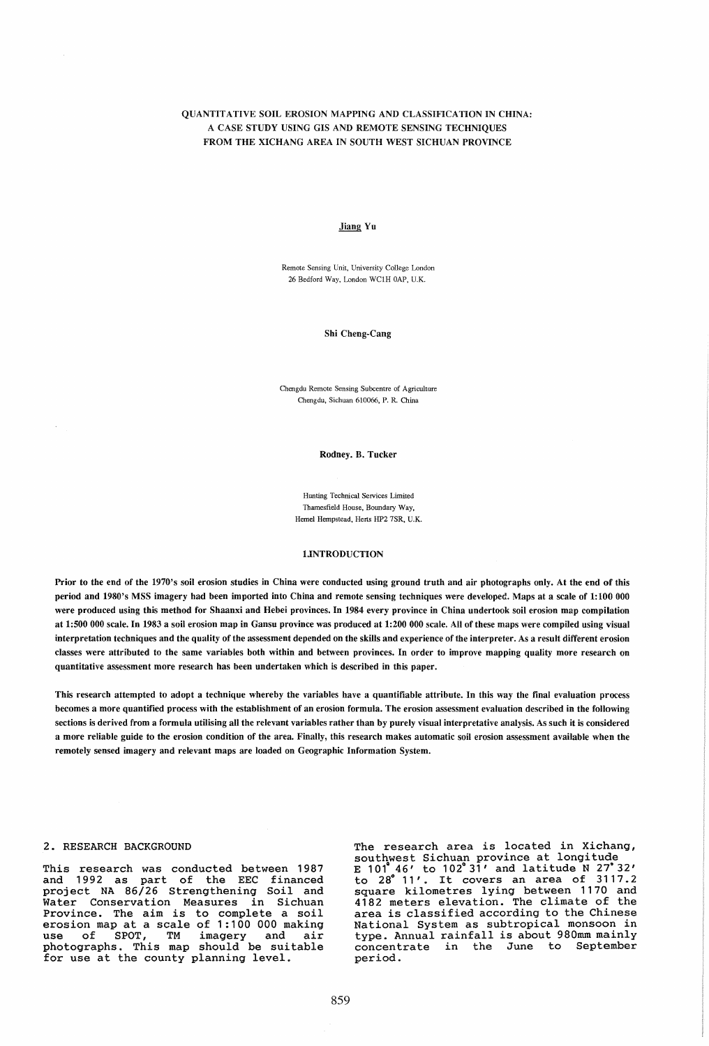# QUANTITATIVE SOIL EROSION MAPPING AND CLASSIFICATION IN CHINA: A CASE STUDY USING GIS AND REMOTE SENSING TECHNIQUES FROM THE XICHANG AREA IN SOUTH WEST SICHUAN PROVINCE

Jiang Yu

Remote Sensing Unit, University College London
26 Bedford Way, London WC1H 0AP, U.K.

Shi Cheng-Cang

Chengdu Remote Sensing Subcentre of Agriculture
Chengdu, Sichuan 610066, P. R. China

Rodney. B. Tucker

Hunting Technical Services Limited
Thamesfield House, Boundary Way,
Hemel Hempstead, Herts HP2 7SR, U.K.

## 1.INTRODUCTION

**Prior to the end of the 1970's soil erosion studies in China were conducted using ground truth and air photographs only. At the end of this period and 1980's MSS imagery had been imported into China and remote sensing techniques were developed. Maps at a scale of 1:100 000 were produced using this method for Shaanxi and Hebei provinces. In 1984 every province in China undertook soil erosion map compilation at 1:500 000 scale. In 1983 a soil erosion map in Gansu province was produced at 1:200 000 scale. All of these maps were compiled using visual interpretation techniques and the quality of the assessment depended on the skills and experience of the interpreter. As a result different erosion classes were attributed to the same variables both within and between provinces. In order to improve mapping quality more research on quantitative assessment more research has been undertaken which is described in this paper.**

**This research attempted to adopt a technique whereby the variables have a quantifiable attribute. In this way the final evaluation process becomes a more quantified process with the establishment of an erosion formula. The erosion assessment evaluation described in the following sections is derived from a formula utilising all the relevant variables rather than by purely visual interpretative analysis. As such it is considered a more reliable guide to the erosion condition of the area. Finally, this research makes automatic soil erosion assessment available when the remotely sensed imagery and relevant maps are loaded on Geographic Information System.**

## 2. RESEARCH BACKGROUND

This research was conducted between 1987 and 1992 as part of the EEC financed project NA 86/26 Strengthening Soil and Water Conservation Measures in Sichuan Province. The aim is to complete a soil erosion map at a scale of 1:100 000 making use of SPOT, TM imagery and air photographs. This map should be suitable for use at the county planning level.

The research area is located in Xichang, southwest Sichuan province at longitude E 101° 46′ to 102° 31′ and latitude N 27° 32′ to 28° 11′. It covers an area of 3117.2 square kilometres lying between 1170 and 4182 meters elevation. The climate of the area is classified according to the Chinese National System as subtropical monsoon in type. Annual rainfall is about 980mm mainly concentrate in the June to September period.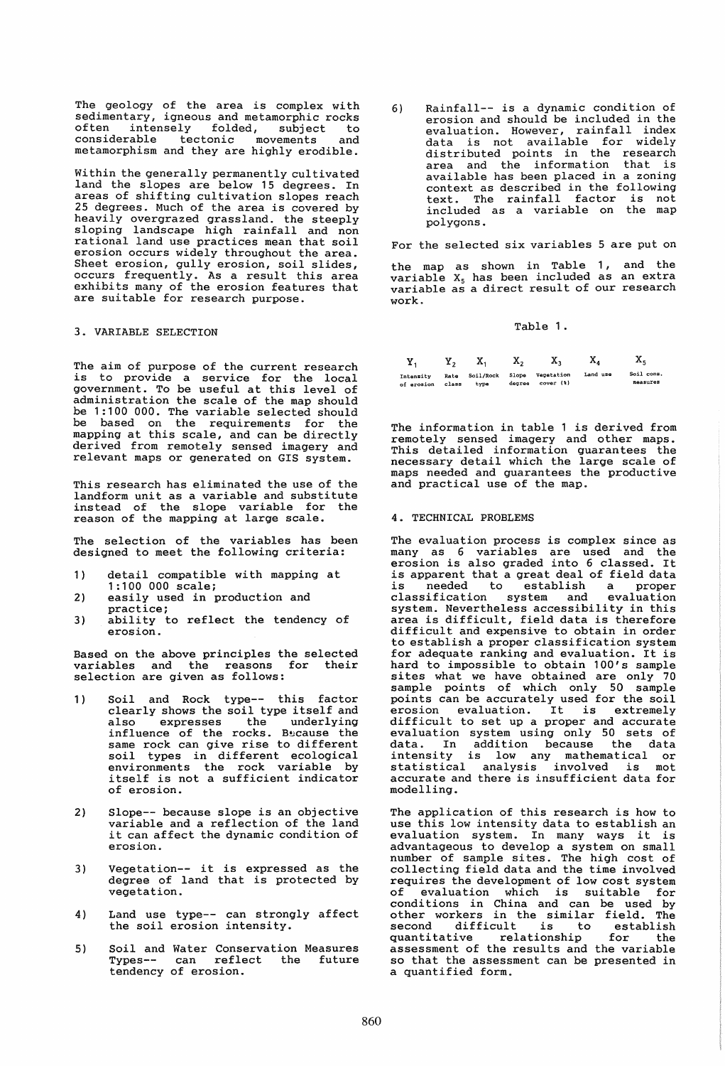The geology of the area is complex with sedimentary, igneous and metamorphic rocks often intensely folded, subject to considerable tectonic movements and metamorphism and they are highly erodible.

Within the generally permanently cultivated land the slopes are below 15 degrees. In areas of shifting cultivation slopes reach 25 degrees. Much of the area is covered by heavily overgrazed grassland. the steeply sloping landscape high rainfall and non rational land use practices mean that soil erosion occurs widely throughout the area. Sheet erosion, gully erosion, soil slides, occurs frequently. As a result this area exhibits many of the erosion features that are suitable for research purpose.

## 3. VARIABLE SELECTION

The aim of purpose of the current research is to provide a service for the local government. To be useful at this level of administration the scale of the map should be 1:100 000. The variable selected should be based on the requirements for the mapping at this scale, and can be directly derived from remotely sensed imagery and relevant maps or generated on GIS system.

This research has eliminated the use of the landform unit as a variable and substitute instead of the slope variable for the reason of the mapping at large scale.

The selection of the variables has been designed to meet the following criteria:

1) detail compatible with mapping at 1:100 000 scale;
2) easily used in production and practice;
3) ability to reflect the tendency of erosion.

Based on the above principles the selected variables and the reasons for their selection are given as follows:

1) Soil and Rock type-- this factor clearly shows the soil type itself and also expresses the underlying influence of the rocks. Because the same rock can give rise to different soil types in different ecological environments the rock variable by itself is not a sufficient indicator of erosion.

2) Slope-- because slope is an objective variable and a reflection of the land it can affect the dynamic condition of erosion.

3) Vegetation-- it is expressed as the degree of land that is protected by vegetation.

4) Land use type-- can strongly affect the soil erosion intensity.

5) Soil and Water Conservation Measures Types-- can reflect the future tendency of erosion.

6) Rainfall-- is a dynamic condition of erosion and should be included in the evaluation. However, rainfall index data is not available for widely distributed points in the research area and the information that is available has been placed in a zoning context as described in the following text. The rainfall factor is not included as a variable on the map polygons.

For the selected six variables 5 are put on the map as shown in Table 1, and the variable $X_5$ has been included as an extra variable as a direct result of our research work.

Table 1.

| $Y_1$ | $Y_2$ | $X_1$ | $X_2$ | $X_3$ | $X_4$ | $X_5$ |
|---|---|---|---|---|---|---|
| Intensity of erosion | Rate class | Soil/Rock type | Slope degree | Vegetation cover (%) | Land use | Soil cons. measures |

The information in table 1 is derived from remotely sensed imagery and other maps. This detailed information guarantees the necessary detail which the large scale of maps needed and guarantees the productive and practical use of the map.

## 4. TECHNICAL PROBLEMS

The evaluation process is complex since as many as 6 variables are used and the erosion is also graded into 6 classed. It is apparent that a great deal of field data is needed to establish a proper classification system and evaluation system. Nevertheless accessibility in this area is difficult, field data is therefore difficult and expensive to obtain in order to establish a proper classification system for adequate ranking and evaluation. It is hard to impossible to obtain 100's sample sites what we have obtained are only 70 sample points of which only 50 sample points can be accurately used for the soil erosion evaluation. It is extremely difficult to set up a proper and accurate evaluation system using only 50 sets of data. In addition because the data intensity is low any mathematical or statistical analysis involved is mot accurate and there is insufficient data for modelling.

The application of this research is how to use this low intensity data to establish an evaluation system. In many ways it is advantageous to develop a system on small number of sample sites. The high cost of collecting field data and the time involved requires the development of low cost system of evaluation which is suitable for conditions in China and can be used by other workers in the similar field. The second difficult is to establish quantitative relationship for the assessment of the results and the variable so that the assessment can be presented in a quantified form.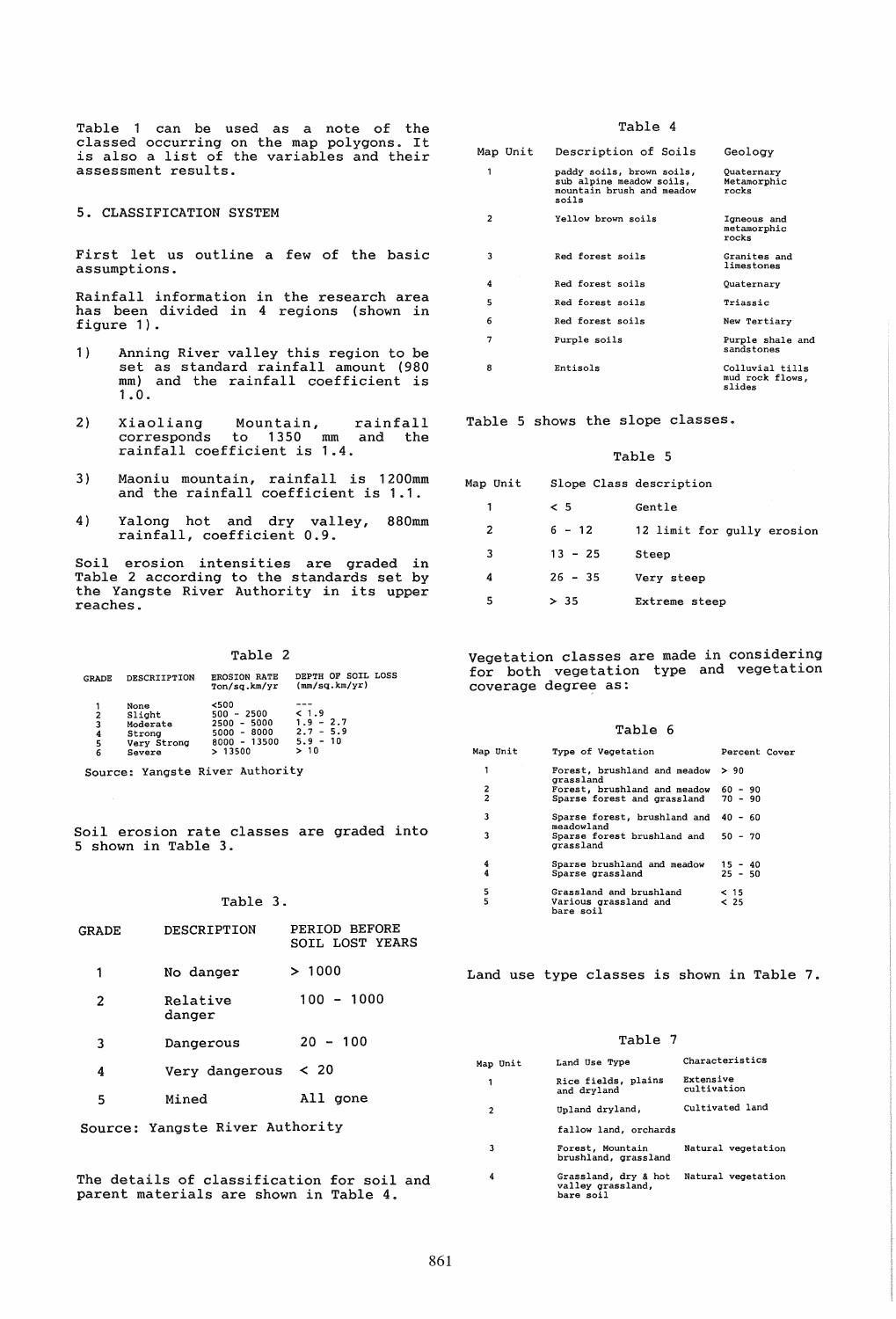Table 1 can be used as a note of the classed occurring on the map polygons. It is also a list of the variables and their assessment results.

## 5. CLASSIFICATION SYSTEM

First let us outline a few of the basic assumptions.

Rainfall information in the research area has been divided in 4 regions (shown in figure 1).

1) Anning River valley this region to be set as standard rainfall amount (980 mm) and the rainfall coefficient is 1.0.

2) Xiaoliang Mountain, rainfall corresponds to 1350 mm and the rainfall coefficient is 1.4.

3) Maoniu mountain, rainfall is 1200mm and the rainfall coefficient is 1.1.

4) Yalong hot and dry valley, 880mm rainfall, coefficient 0.9.

Soil erosion intensities are graded in Table 2 according to the standards set by the Yangste River Authority in its upper reaches.

Table 2

| GRADE | DESCRIIPTION | EROSION RATE Ton/sq.km/yr | DEPTH OF SOIL LOSS (mm/sq.km/yr) |
|---|---|---|---|
| 1 | None | <500 | --- |
| 2 | Slight | 500 - 2500 | < 1.9 |
| 3 | Moderate | 2500 - 5000 | 1.9 - 2.7 |
| 4 | Strong | 5000 - 8000 | 2.7 - 5.9 |
| 5 | Very Strong | 8000 - 13500 | 5.9 - 10 |
| 6 | Severe | > 13500 | > 10 |

Source: Yangste River Authority

Soil erosion rate classes are graded into 5 shown in Table 3.

Table 3.

| GRADE | DESCRIPTION | PERIOD BEFORE SOIL LOST YEARS |
|---|---|---|
| 1 | No danger | > 1000 |
| 2 | Relative danger | 100 - 1000 |
| 3 | Dangerous | 20 - 100 |
| 4 | Very dangerous | < 20 |
| 5 | Mined | All gone |

Source: Yangste River Authority

The details of classification for soil and parent materials are shown in Table 4.

Table 4

| Map Unit | Description of Soils | Geology |
|---|---|---|
| 1 | paddy soils, brown soils, sub alpine meadow soils, mountain brush and meadow soils | Quaternary Metamorphic rocks |
| 2 | Yellow brown soils | Igneous and metamorphic rocks |
| 3 | Red forest soils | Granites and limestones |
| 4 | Red forest soils | Quaternary |
| 5 | Red forest soils | Triassic |
| 6 | Red forest soils | New Tertiary |
| 7 | Purple soils | Purple shale and sandstones |
| 8 | Entisols | Colluvial tills mud rock flows, slides |

Table 5 shows the slope classes.

Table 5

| Map Unit | Slope Class | description |
|---|---|---|
| 1 | < 5 | Gentle |
| 2 | 6 - 12 | 12 limit for gully erosion |
| 3 | 13 - 25 | Steep |
| 4 | 26 - 35 | Very steep |
| 5 | > 35 | Extreme steep |

Vegetation classes are made in considering for both vegetation type and vegetation coverage degree as:

Table 6

| Map Unit | Type of Vegetation | Percent Cover |
|---|---|---|
| 1 | Forest, brushland and meadow grassland | > 90 |
| 2 | Forest, brushland and meadow | 60 - 90 |
| 2 | Sparse forest and grassland | 70 - 90 |
| 3 | Sparse forest, brushland and meadowland | 40 - 60 |
| 3 | Sparse forest brushland and grassland | 50 - 70 |
| 4 | Sparse brushland and meadow | 15 - 40 |
| 4 | Sparse grassland | 25 - 50 |
| 5 | Grassland and brushland | < 15 |
| 5 | Various grassland and bare soil | < 25 |

Land use type classes is shown in Table 7.

Table 7

| Map Unit | Land Use Type | Characteristics |
|---|---|---|
| 1 | Rice fields, plains and dryland | Extensive cultivation |
| 2 | Upland dryland, fallow land, orchards | Cultivated land |
| 3 | Forest, Mountain brushland, grassland | Natural vegetation |
| 4 | Grassland, dry & hot valley grassland, bare soil | Natural vegetation |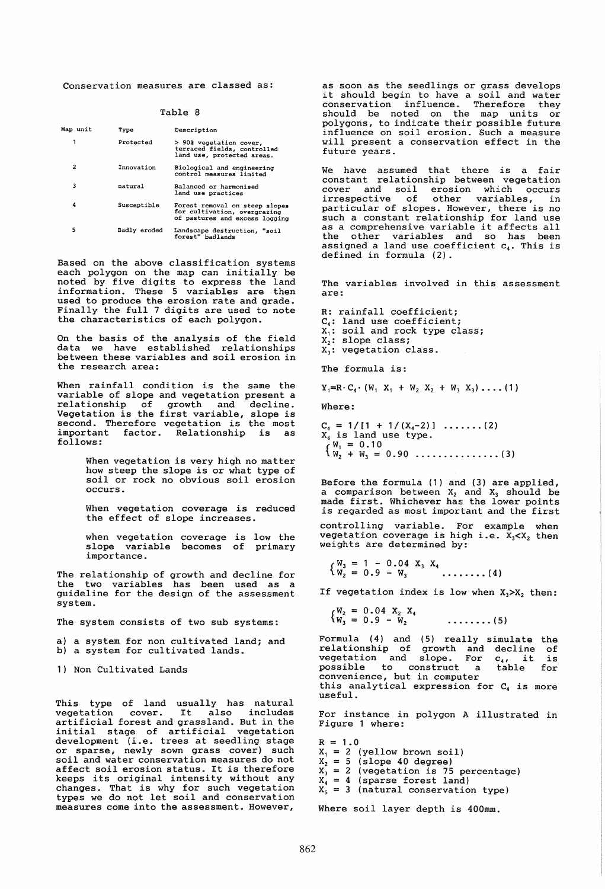Conservation measures are classed as:

Table 8

| Map unit | Type | Description |
|---|---|---|
| 1 | Protected | > 90% vegetation cover, terraced fields, controlled land use, protected areas. |
| 2 | Innovation | Biological and engineering control measures limited |
| 3 | natural | Balanced or harmonised land use practices |
| 4 | Susceptible | Forest removal on steep slopes for cultivation, overgrazing of pastures and excess logging |
| 5 | Badly eroded | Landscape destruction, "soil forest" badlands |

Based on the above classification systems each polygon on the map can initially be noted by five digits to express the land information. These 5 variables are then used to produce the erosion rate and grade. Finally the full 7 digits are used to note the characteristics of each polygon.

On the basis of the analysis of the field data we have established relationships between these variables and soil erosion in the research area:

When rainfall condition is the same the variable of slope and vegetation present a relationship of growth and decline. Vegetation is the first variable, slope is second. Therefore vegetation is the most important factor. Relationship is as follows:

> When vegetation is very high no matter how steep the slope is or what type of soil or rock no obvious soil erosion occurs.
>
> When vegetation coverage is reduced the effect of slope increases.
>
> when vegetation coverage is low the slope variable becomes of primary importance.

The relationship of growth and decline for the two variables has been used as a guideline for the design of the assessment system.

The system consists of two sub systems:

a) a system for non cultivated land; and
b) a system for cultivated lands.

1) Non Cultivated Lands

This type of land usually has natural vegetation cover. It also includes artificial forest and grassland. But in the initial stage of artificial vegetation development (i.e. trees at seedling stage or sparse, newly sown grass cover) such soil and water conservation measures do not affect soil erosion status. It is therefore keeps its original intensity without any changes. That is why for such vegetation types we do not let soil and conservation measures come into the assessment. However, as soon as the seedlings or grass develops it should begin to have a soil and water conservation influence. Therefore they should be noted on the map units or polygons, to indicate their possible future influence on soil erosion. Such a measure will present a conservation effect in the future years.

We have assumed that there is a fair constant relationship between vegetation cover and soil erosion which occurs irrespective of other variables, in particular of slopes. However, there is no such a constant relationship for land use as a comprehensive variable it affects all the other variables and so has been assigned a land use coefficient $c_4$. This is defined in formula (2).

The variables involved in this assessment are:

R: rainfall coefficient;
$C_4$: land use coefficient;
$X_1$: soil and rock type class;
$X_2$: slope class;
$X_3$: vegetation class.

The formula is:

$$Y_1 = R \cdot C_4 \cdot (W_1 X_1 + W_2 X_2 + W_3 X_3) \quad \ldots\ldots (1)$$

Where:

$$C_4 = 1/[1 + 1/(X_4 - 2)] \quad \ldots\ldots (2)$$

$X_4$ is land use type.

$$\begin{cases} W_1 = 0.10 \\ W_2 + W_3 = 0.90 \end{cases} \quad \ldots\ldots (3)$$

Before the formula (1) and (3) are applied, a comparison between $X_2$ and $X_3$ should be made first. Whichever has the lower points is regarded as most important and the first controlling variable. For example when vegetation coverage is high i.e. $X_3 < X_2$ then weights are determined by:

$$\begin{cases} W_3 = 1 - 0.04\, X_3\, X_4 \\ W_2 = 0.9 - W_3 \end{cases} \quad \ldots\ldots (4)$$

If vegetation index is low when $X_3 > X_2$ then:

$$\begin{cases} W_2 = 0.04\, X_2\, X_4 \\ W_3 = 0.9 - W_2 \end{cases} \quad \ldots\ldots (5)$$

Formula (4) and (5) really simulate the relationship of growth and decline of vegetation and slope. For $c_4$, it is possible to construct a table for convenience, but in computer this analytical expression for $C_4$ is more useful.

For instance in polygon A illustrated in Figure 1 where:

R = 1.0
$X_1$ = 2 (yellow brown soil)
$X_2$ = 5 (slope 40 degree)
$X_3$ = 2 (vegetation is 75 percentage)
$X_4$ = 4 (sparse forest land)
$X_5$ = 3 (natural conservation type)

Where soil layer depth is 400mm.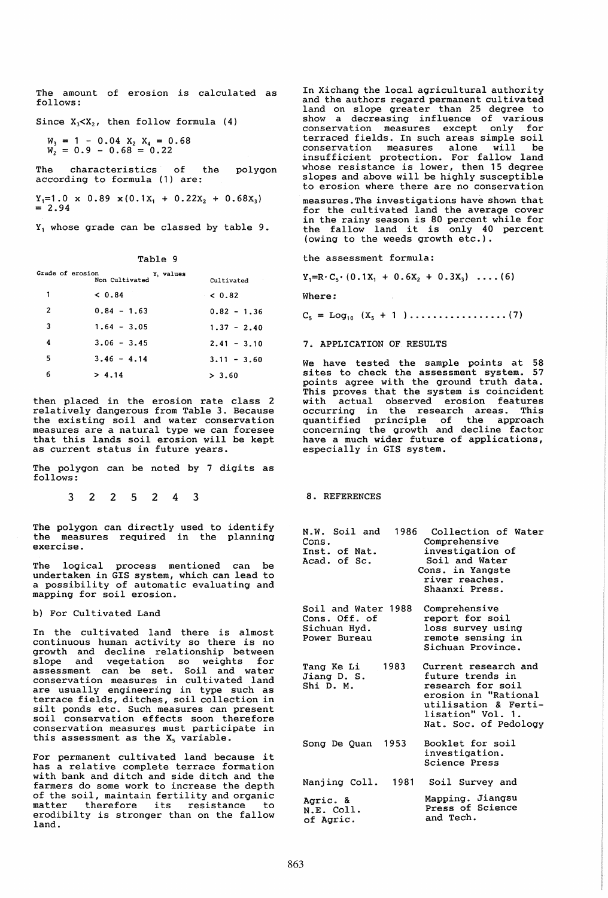The amount of erosion is calculated as follows:

Since $X_3 < X_2$, then follow formula (4)

$$W_3 = 1 - 0.04\ X_2\ X_4 = 0.68$$
$$W_2 = 0.9 - 0.68 = 0.22$$

The characteristics of the polygon according to formula (1) are:

$$Y_1 = 1.0 \times 0.89 \times (0.1X_1 + 0.22X_2 + 0.68X_3) = 2.94$$

$Y_1$ whose grade can be classed by table 9.

Table 9

| Grade of erosion | $Y_1$ values Non Cultivated | Cultivated |
|---|---|---|
| 1 | < 0.84 | < 0.82 |
| 2 | 0.84 - 1.63 | 0.82 - 1.36 |
| 3 | 1.64 - 3.05 | 1.37 - 2.40 |
| 4 | 3.06 - 3.45 | 2.41 - 3.10 |
| 5 | 3.46 - 4.14 | 3.11 - 3.60 |
| 6 | > 4.14 | > 3.60 |

then placed in the erosion rate class 2 relatively dangerous from Table 3. Because the existing soil and water conservation measures are a natural type we can foresee that this lands soil erosion will be kept as current status in future years.

The polygon can be noted by 7 digits as follows:

3 2 2 5 2 4 3

The polygon can directly used to identify the measures required in the planning exercise.

The logical process mentioned can be undertaken in GIS system, which can lead to a possibility of automatic evaluating and mapping for soil erosion.

b) For Cultivated Land

In the cultivated land there is almost continuous human activity so there is no growth and decline relationship between slope and vegetation so weights for assessment can be set. Soil and water conservation measures in cultivated land are usually engineering in type such as terrace fields, ditches, soil collection in silt ponds etc. Such measures can present soil conservation effects soon therefore conservation measures must participate in this assessment as the $X_5$ variable.

For permanent cultivated land because it has a relative complete terrace formation with bank and ditch and side ditch and the farmers do some work to increase the depth of the soil, maintain fertility and organic matter therefore its resistance to erodibilty is stronger than on the fallow land.

In Xichang the local agricultural authority and the authors regard permanent cultivated land on slope greater than 25 degree to show a decreasing influence of various conservation measures except only for terraced fields. In such areas simple soil conservation measures alone will be insufficient protection. For fallow land whose resistance is lower, then 15 degree slopes and above will be highly susceptible to erosion where there are no conservation measures. The investigations have shown that for the cultivated land the average cover in the rainy season is 80 percent while for the fallow land it is only 40 percent (owing to the weeds growth etc.).

the assessment formula:

$$Y_1 = R \cdot C_5 \cdot (0.1X_1 + 0.6X_2 + 0.3X_3) \quad \text{....(6)}$$

Where:

$$C_5 = \text{Log}_{10}\ (X_5 + 1\ ) \quad \text{.................(7)}$$

## 7. APPLICATION OF RESULTS

We have tested the sample points at 58 sites to check the assessment system. 57 points agree with the ground truth data. This proves that the system is coincident with actual observed erosion features occurring in the research areas. This quantified principle of the approach concerning the growth and decline factor have a much wider future of applications, especially in GIS system.

## 8. REFERENCES

| | | |
|---|---|---|
| N.W. Soil and Cons. Inst. of Nat. Acad. of Sc. | 1986 | Collection of Water Comprehensive investigation of Soil and Water Cons. in Yangste river reaches. Shaanxi Press. |
| Soil and Water Cons. Off. of Sichuan Hyd. Power Bureau | 1988 | Comprehensive report for soil loss survey using remote sensing in Sichuan Province. |
| Tang Ke Li Jiang D. S. Shi D. M. | 1983 | Current research and future trends in research for soil erosion in "Rational utilisation & Fertilisation" Vol. 1. Nat. Soc. of Pedology |
| Song De Quan | 1953 | Booklet for soil investigation. Science Press |
| Nanjing Coll. Agric. & N.E. Coll. of Agric. | 1981 | Soil Survey and Mapping. Jiangsu Press of Science and Tech. |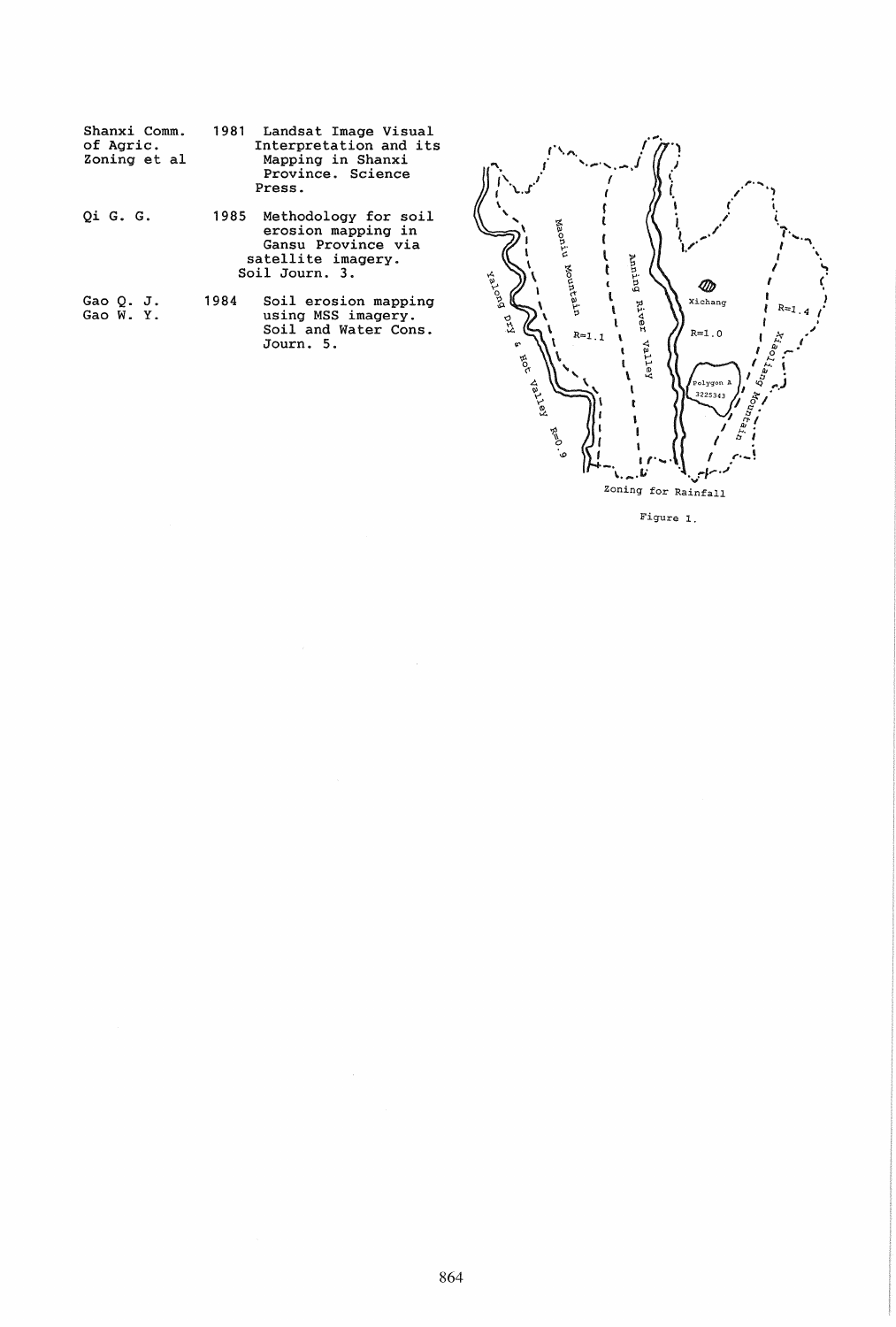Shanxi Comm. of Agric. Zoning et al 1981 Landsat Image Visual Interpretation and its Mapping in Shanxi Province. Science Press.

Qi G. G. 1985 Methodology for soil erosion mapping in Gansu Province via satellite imagery. Soil Journ. 3.

Gao Q. J. Gao W. Y. 1984 Soil erosion mapping using MSS imagery. Soil and Water Cons. Journ. 5.

Maoniu Mountain

Anning River Valley

Yalong Dry & Hot Valley

Xichang

R=1.1

R=1.0

R=1.4

R=0.9

Polygon A

3225343

Xiaoliang Mountain

Zoning for Rainfall

Figure 1.